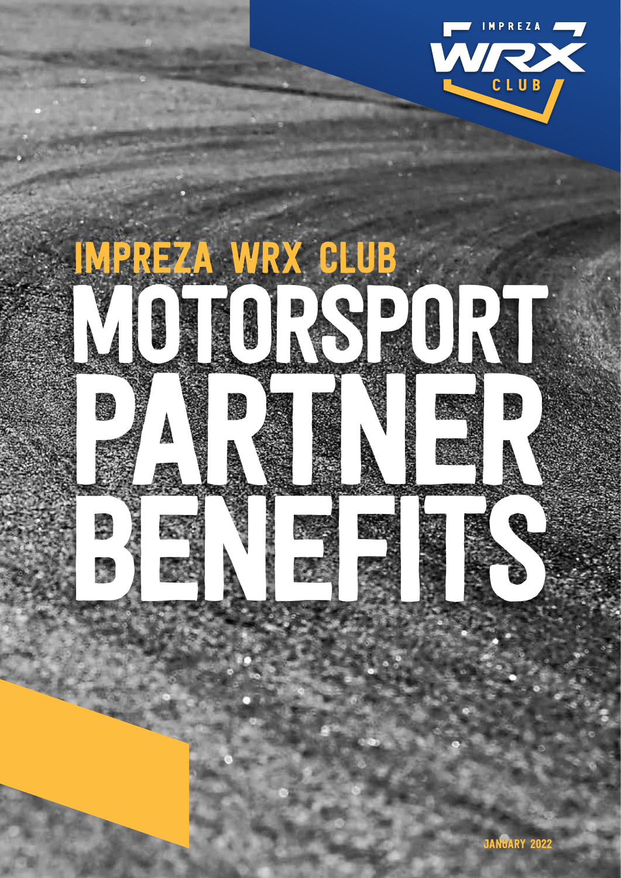IMPREZA WRX CLUB

# IMPREZA WRX CLUB MOTORSPORT PARTNER BENEFITS

JANUARY 2022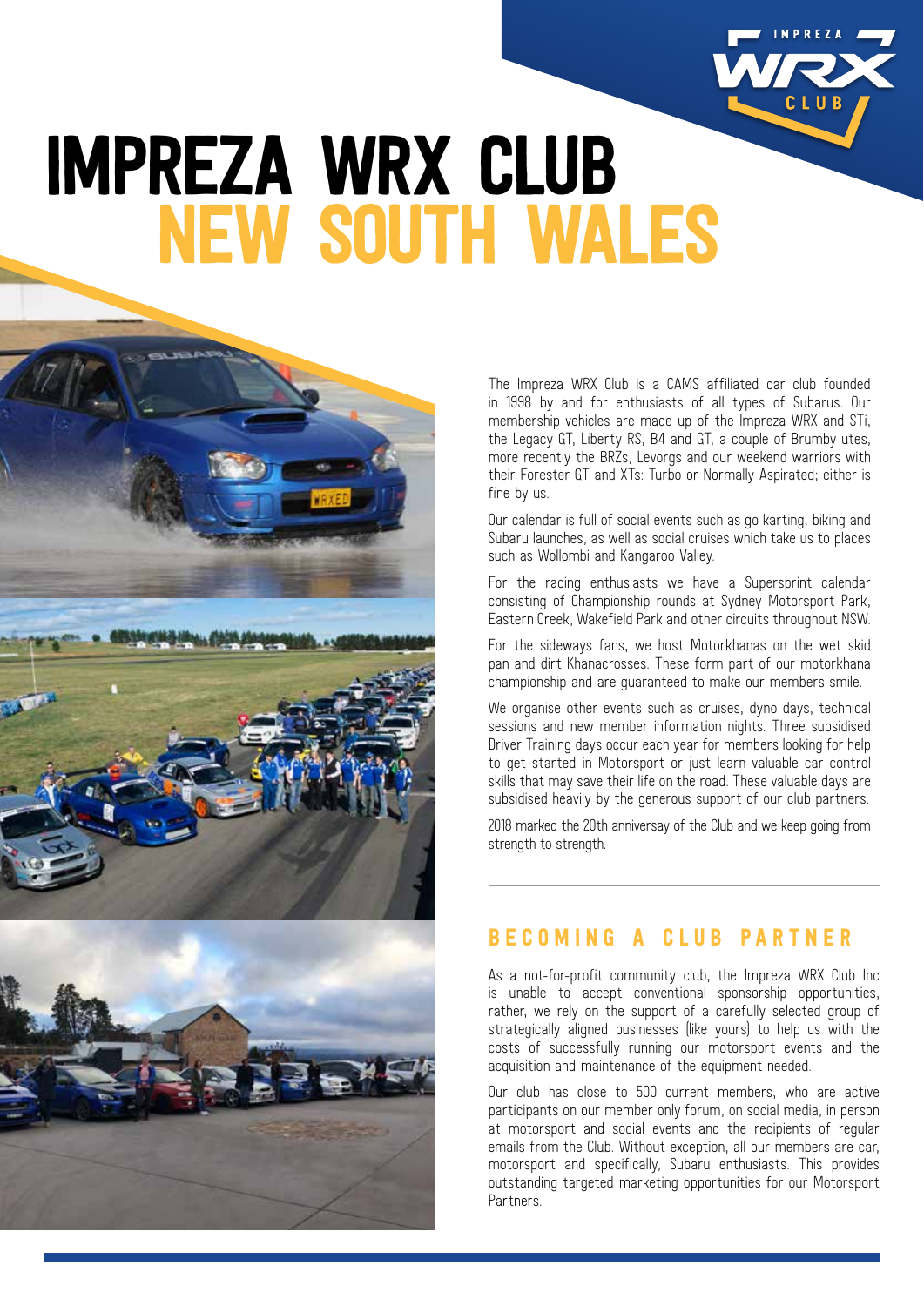# IMPREZA WRX CLUB
# NEW SOUTH WALES

The Impreza WRX Club is a CAMS affiliated car club founded in 1998 by and for enthusiasts of all types of Subarus. Our membership vehicles are made up of the Impreza WRX and STi, the Legacy GT, Liberty RS, B4 and GT, a couple of Brumby utes, more recently the BRZs, Levorgs and our weekend warriors with their Forester GT and XTs: Turbo or Normally Aspirated; either is fine by us.

Our calendar is full of social events such as go karting, biking and Subaru launches, as well as social cruises which take us to places such as Wollombi and Kangaroo Valley.

For the racing enthusiasts we have a Supersprint calendar consisting of Championship rounds at Sydney Motorsport Park, Eastern Creek, Wakefield Park and other circuits throughout NSW.

For the sideways fans, we host Motorkhanas on the wet skid pan and dirt Khanacrosses. These form part of our motorkhana championship and are guaranteed to make our members smile.

We organise other events such as cruises, dyno days, technical sessions and new member information nights. Three subsidised Driver Training days occur each year for members looking for help to get started in Motorsport or just learn valuable car control skills that may save their life on the road. These valuable days are subsidised heavily by the generous support of our club partners.

2018 marked the 20th anniversay of the Club and we keep going from strength to strength.

## BECOMING A CLUB PARTNER

As a not-for-profit community club, the Impreza WRX Club Inc is unable to accept conventional sponsorship opportunities, rather, we rely on the support of a carefully selected group of strategically aligned businesses (like yours) to help us with the costs of successfully running our motorsport events and the acquisition and maintenance of the equipment needed.

Our club has close to 500 current members, who are active participants on our member only forum, on social media, in person at motorsport and social events and the recipients of regular emails from the Club. Without exception, all our members are car, motorsport and specifically, Subaru enthusiasts. This provides outstanding targeted marketing opportunities for our Motorsport Partners.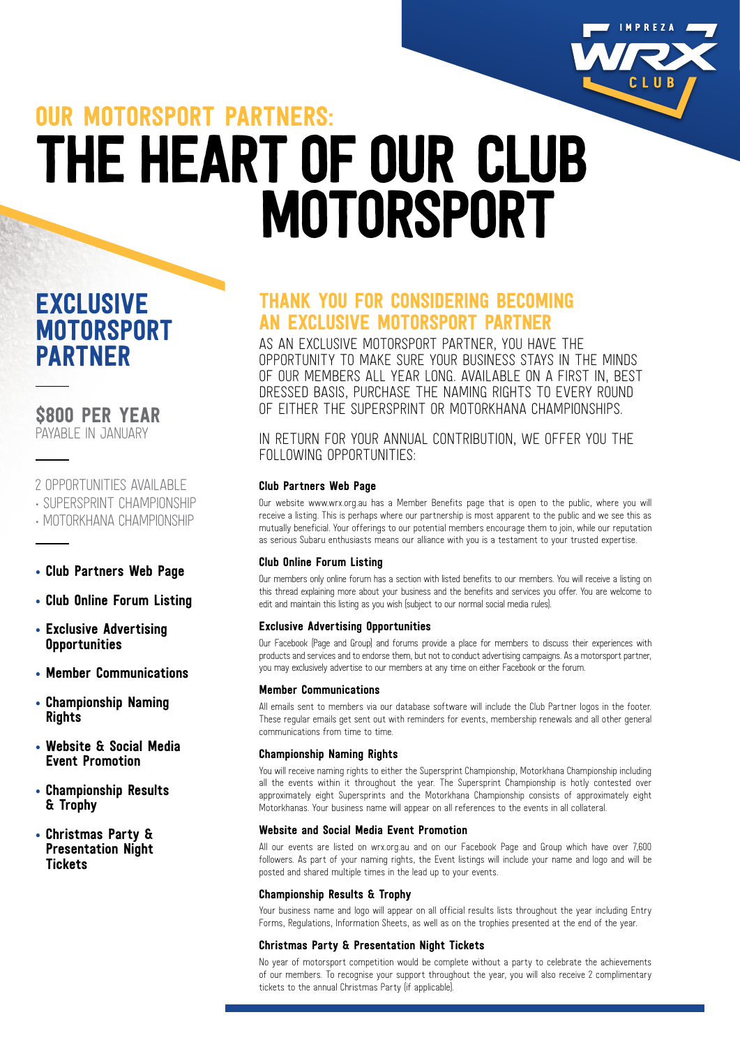IMPREZA WRX CLUB

## OUR MOTORSPORT PARTNERS:

# THE HEART OF OUR CLUB MOTORSPORT

## EXCLUSIVE MOTORSPORT PARTNER

**$800 PER YEAR**
PAYABLE IN JANUARY

2 OPPORTUNITIES AVAILABLE
- SUPERSPRINT CHAMPIONSHIP
- MOTORKHANA CHAMPIONSHIP

- **Club Partners Web Page**
- **Club Online Forum Listing**
- **Exclusive Advertising Opportunities**
- **Member Communications**
- **Championship Naming Rights**
- **Website & Social Media Event Promotion**
- **Championship Results & Trophy**
- **Christmas Party & Presentation Night Tickets**

## THANK YOU FOR CONSIDERING BECOMING AN EXCLUSIVE MOTORSPORT PARTNER

AS AN EXCLUSIVE MOTORSPORT PARTNER, YOU HAVE THE OPPORTUNITY TO MAKE SURE YOUR BUSINESS STAYS IN THE MINDS OF OUR MEMBERS ALL YEAR LONG. AVAILABLE ON A FIRST IN, BEST DRESSED BASIS, PURCHASE THE NAMING RIGHTS TO EVERY ROUND OF EITHER THE SUPERSPRINT OR MOTORKHANA CHAMPIONSHIPS.

IN RETURN FOR YOUR ANNUAL CONTRIBUTION, WE OFFER YOU THE FOLLOWING OPPORTUNITIES:

### Club Partners Web Page

Our website www.wrx.org.au has a Member Benefits page that is open to the public, where you will receive a listing. This is perhaps where our partnership is most apparent to the public and we see this as mutually beneficial. Your offerings to our potential members encourage them to join, while our reputation as serious Subaru enthusiasts means our alliance with you is a testament to your trusted expertise.

### Club Online Forum Listing

Our members only online forum has a section with listed benefits to our members. You will receive a listing on this thread explaining more about your business and the benefits and services you offer. You are welcome to edit and maintain this listing as you wish (subject to our normal social media rules).

### Exclusive Advertising Opportunities

Our Facebook (Page and Group) and forums provide a place for members to discuss their experiences with products and services and to endorse them, but not to conduct advertising campaigns. As a motorsport partner, you may exclusively advertise to our members at any time on either Facebook or the forum.

### Member Communications

All emails sent to members via our database software will include the Club Partner logos in the footer. These regular emails get sent out with reminders for events, membership renewals and all other general communications from time to time.

### Championship Naming Rights

You will receive naming rights to either the Supersprint Championship, Motorkhana Championship including all the events within it throughout the year. The Supersprint Championship is hotly contested over approximately eight Supersprints and the Motorkhana Championship consists of approximately eight Motorkhanas. Your business name will appear on all references to the events in all collateral.

### Website and Social Media Event Promotion

All our events are listed on wrx.org.au and on our Facebook Page and Group which have over 7,600 followers. As part of your naming rights, the Event listings will include your name and logo and will be posted and shared multiple times in the lead up to your events.

### Championship Results & Trophy

Your business name and logo will appear on all official results lists throughout the year including Entry Forms, Regulations, Information Sheets, as well as on the trophies presented at the end of the year.

### Christmas Party & Presentation Night Tickets

No year of motorsport competition would be complete without a party to celebrate the achievements of our members. To recognise your support throughout the year, you will also receive 2 complimentary tickets to the annual Christmas Party (if applicable).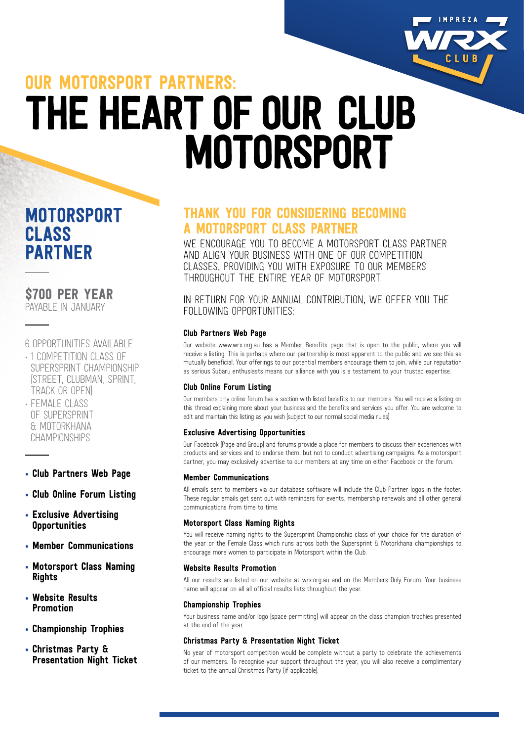## OUR MOTORSPORT PARTNERS:

# THE HEART OF OUR CLUB MOTORSPORT

## MOTORSPORT CLASS PARTNER

**$700 PER YEAR**
PAYABLE IN JANUARY

6 OPPORTUNITIES AVAILABLE

- 1 COMPETITION CLASS OF SUPERSPRINT CHAMPIONSHIP (STREET, CLUBMAN, SPRINT, TRACK OR OPEN)
- FEMALE CLASS OF SUPERSPRINT & MOTORKHANA CHAMPIONSHIPS

- **Club Partners Web Page**
- **Club Online Forum Listing**
- **Exclusive Advertising Opportunities**
- **Member Communications**
- **Motorsport Class Naming Rights**
- **Website Results Promotion**
- **Championship Trophies**
- **Christmas Party & Presentation Night Ticket**

## THANK YOU FOR CONSIDERING BECOMING A MOTORSPORT CLASS PARTNER

WE ENCOURAGE YOU TO BECOME A MOTORSPORT CLASS PARTNER AND ALIGN YOUR BUSINESS WITH ONE OF OUR COMPETITION CLASSES, PROVIDING YOU WITH EXPOSURE TO OUR MEMBERS THROUGHOUT THE ENTIRE YEAR OF MOTORSPORT.

IN RETURN FOR YOUR ANNUAL CONTRIBUTION, WE OFFER YOU THE FOLLOWING OPPORTUNITIES:

### Club Partners Web Page

Our website www.wrx.org.au has a Member Benefits page that is open to the public, where you will receive a listing. This is perhaps where our partnership is most apparent to the public and we see this as mutually beneficial. Your offerings to our potential members encourage them to join, while our reputation as serious Subaru enthusiasts means our alliance with you is a testament to your trusted expertise.

### Club Online Forum Listing

Our members only online forum has a section with listed benefits to our members. You will receive a listing on this thread explaining more about your business and the benefits and services you offer. You are welcome to edit and maintain this listing as you wish (subject to our normal social media rules).

### Exclusive Advertising Opportunities

Our Facebook (Page and Group) and forums provide a place for members to discuss their experiences with products and services and to endorse them, but not to conduct advertising campaigns. As a motorsport partner, you may exclusively advertise to our members at any time on either Facebook or the forum.

### Member Communications

All emails sent to members via our database software will include the Club Partner logos in the footer. These regular emails get sent out with reminders for events, membership renewals and all other general communications from time to time.

### Motorsport Class Naming Rights

You will receive naming rights to the Supersprint Championship class of your choice for the duration of the year or the Female Class which runs across both the Supersprint & Motorkhana championships to encourage more women to participate in Motorsport within the Club.

### Website Results Promotion

All our results are listed on our website at wrx.org.au and on the Members Only Forum. Your business name will appear on all all official results lists throughout the year.

### Championship Trophies

Your business name and/or logo (space permitting) will appear on the class champion trophies presented at the end of the year.

### Christmas Party & Presentation Night Ticket

No year of motorsport competition would be complete without a party to celebrate the achievements of our members. To recognise your support throughout the year, you will also receive a complimentary ticket to the annual Christmas Party (if applicable).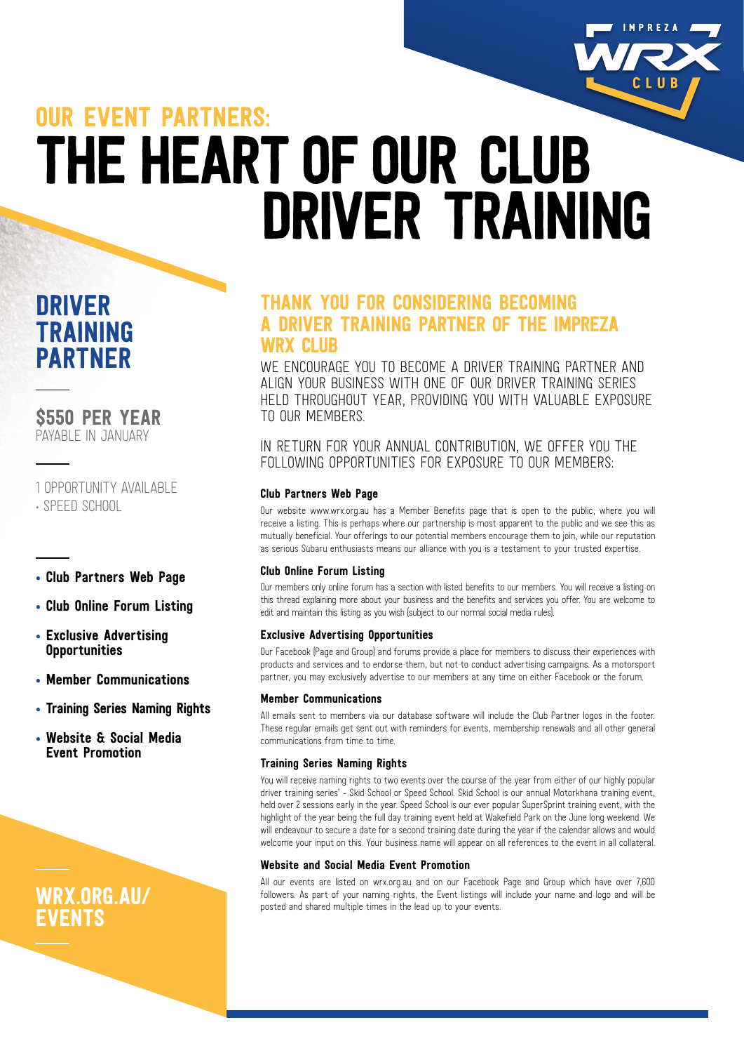## OUR EVENT PARTNERS:

# THE HEART OF OUR CLUB DRIVER TRAINING

## DRIVER TRAINING PARTNER

**$550 PER YEAR**
PAYABLE IN JANUARY

1 OPPORTUNITY AVAILABLE
• SPEED SCHOOL

- **Club Partners Web Page**
- **Club Online Forum Listing**
- **Exclusive Advertising Opportunities**
- **Member Communications**
- **Training Series Naming Rights**
- **Website & Social Media Event Promotion**

**WRX.ORG.AU/EVENTS**

## THANK YOU FOR CONSIDERING BECOMING A DRIVER TRAINING PARTNER OF THE IMPREZA WRX CLUB

WE ENCOURAGE YOU TO BECOME A DRIVER TRAINING PARTNER AND ALIGN YOUR BUSINESS WITH ONE OF OUR DRIVER TRAINING SERIES HELD THROUGHOUT YEAR, PROVIDING YOU WITH VALUABLE EXPOSURE TO OUR MEMBERS.

IN RETURN FOR YOUR ANNUAL CONTRIBUTION, WE OFFER YOU THE FOLLOWING OPPORTUNITIES FOR EXPOSURE TO OUR MEMBERS:

### Club Partners Web Page

Our website www.wrx.org.au has a Member Benefits page that is open to the public, where you will receive a listing. This is perhaps where our partnership is most apparent to the public and we see this as mutually beneficial. Your offerings to our potential members encourage them to join, while our reputation as serious Subaru enthusiasts means our alliance with you is a testament to your trusted expertise.

### Club Online Forum Listing

Our members only online forum has a section with listed benefits to our members. You will receive a listing on this thread explaining more about your business and the benefits and services you offer. You are welcome to edit and maintain this listing as you wish (subject to our normal social media rules).

### Exclusive Advertising Opportunities

Our Facebook (Page and Group) and forums provide a place for members to discuss their experiences with products and services and to endorse them, but not to conduct advertising campaigns. As a motorsport partner, you may exclusively advertise to our members at any time on either Facebook or the forum.

### Member Communications

All emails sent to members via our database software will include the Club Partner logos in the footer. These regular emails get sent out with reminders for events, membership renewals and all other general communications from time to time.

### Training Series Naming Rights

You will receive naming rights to two events over the course of the year from either of our highly popular driver training series' - Skid School or Speed School. Skid School is our annual Motorkhana training event, held over 2 sessions early in the year. Speed School is our ever popular SuperSprint training event, with the highlight of the year being the full day training event held at Wakefield Park on the June long weekend. We will endeavour to secure a date for a second training date during the year if the calendar allows and would welcome your input on this. Your business name will appear on all references to the event in all collateral.

### Website and Social Media Event Promotion

All our events are listed on wrx.org.au and on our Facebook Page and Group which have over 7,600 followers. As part of your naming rights, the Event listings will include your name and logo and will be posted and shared multiple times in the lead up to your events.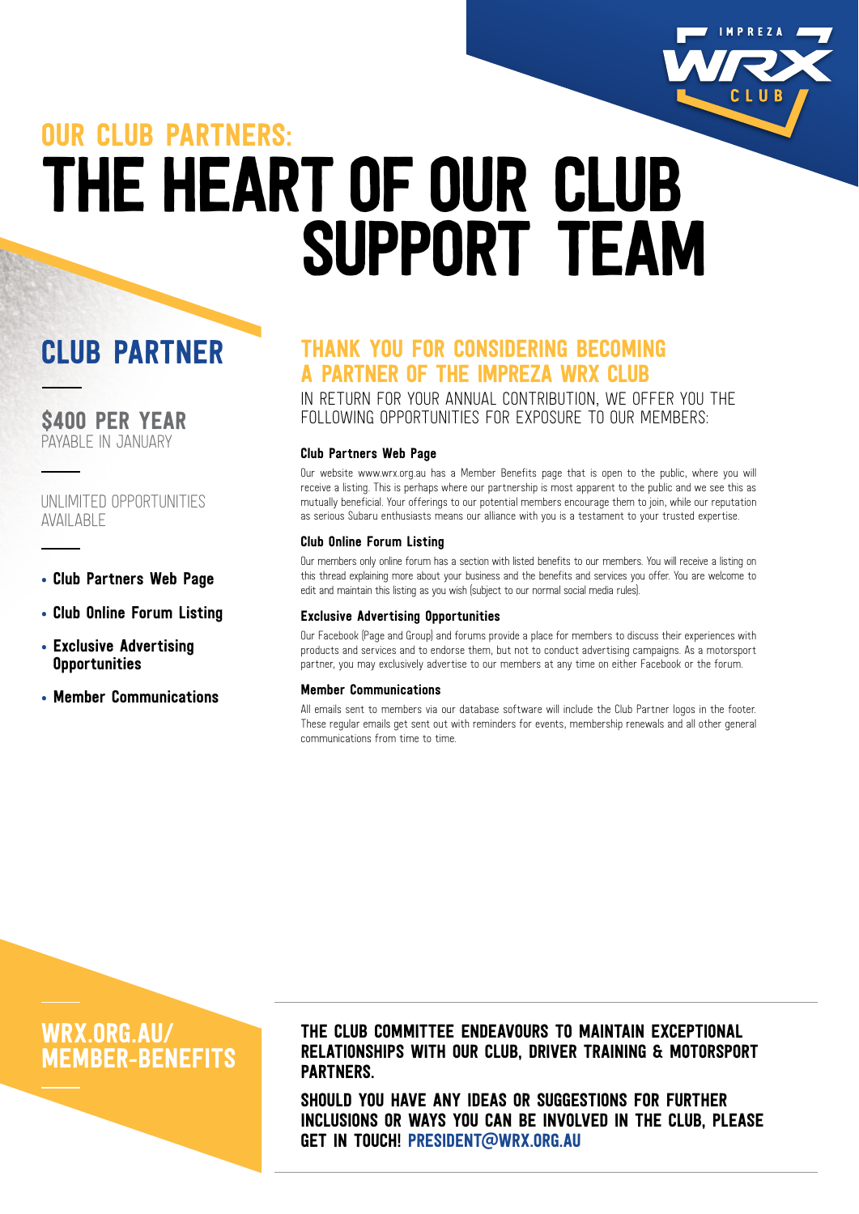IMPREZA WRX CLUB

## OUR CLUB PARTNERS:

# THE HEART OF OUR CLUB SUPPORT TEAM

## CLUB PARTNER

**$400 PER YEAR**
PAYABLE IN JANUARY

UNLIMITED OPPORTUNITIES AVAILABLE

- **Club Partners Web Page**
- **Club Online Forum Listing**
- **Exclusive Advertising Opportunities**
- **Member Communications**

## THANK YOU FOR CONSIDERING BECOMING A PARTNER OF THE IMPREZA WRX CLUB

IN RETURN FOR YOUR ANNUAL CONTRIBUTION, WE OFFER YOU THE FOLLOWING OPPORTUNITIES FOR EXPOSURE TO OUR MEMBERS:

### Club Partners Web Page

Our website www.wrx.org.au has a Member Benefits page that is open to the public, where you will receive a listing. This is perhaps where our partnership is most apparent to the public and we see this as mutually beneficial. Your offerings to our potential members encourage them to join, while our reputation as serious Subaru enthusiasts means our alliance with you is a testament to your trusted expertise.

### Club Online Forum Listing

Our members only online forum has a section with listed benefits to our members. You will receive a listing on this thread explaining more about your business and the benefits and services you offer. You are welcome to edit and maintain this listing as you wish (subject to our normal social media rules).

### Exclusive Advertising Opportunities

Our Facebook (Page and Group) and forums provide a place for members to discuss their experiences with products and services and to endorse them, but not to conduct advertising campaigns. As a motorsport partner, you may exclusively advertise to our members at any time on either Facebook or the forum.

### Member Communications

All emails sent to members via our database software will include the Club Partner logos in the footer. These regular emails get sent out with reminders for events, membership renewals and all other general communications from time to time.

**WRX.ORG.AU/ MEMBER-BENEFITS**

**THE CLUB COMMITTEE ENDEAVOURS TO MAINTAIN EXCEPTIONAL RELATIONSHIPS WITH OUR CLUB, DRIVER TRAINING & MOTORSPORT PARTNERS.**

**SHOULD YOU HAVE ANY IDEAS OR SUGGESTIONS FOR FURTHER INCLUSIONS OR WAYS YOU CAN BE INVOLVED IN THE CLUB, PLEASE GET IN TOUCH! PRESIDENT@WRX.ORG.AU**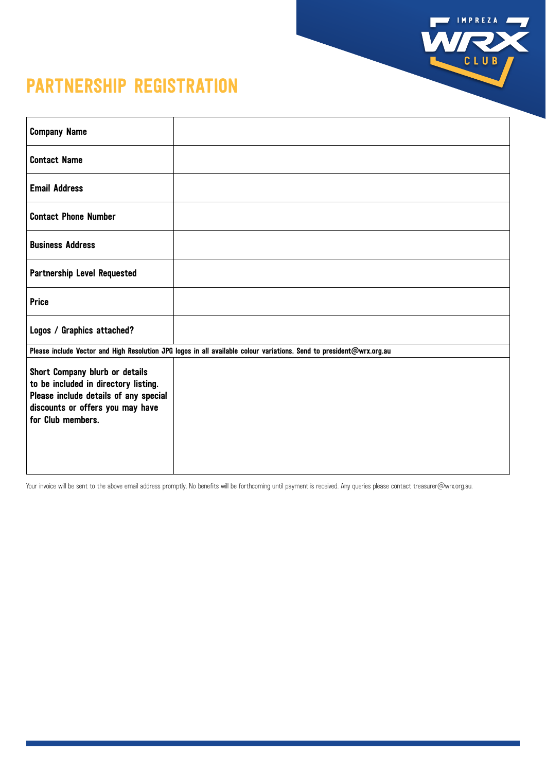# PARTNERSHIP REGISTRATION

| | |
|---|---|
| **Company Name** | |
| **Contact Name** | |
| **Email Address** | |
| **Contact Phone Number** | |
| **Business Address** | |
| **Partnership Level Requested** | |
| **Price** | |
| **Logos / Graphics attached?** | |
| **Please include Vector and High Resolution JPG logos in all available colour variations. Send to president@wrx.org.au** | |
| **Short Company blurb or details to be included in directory listing. Please include details of any special discounts or offers you may have for Club members.** | |

Your invoice will be sent to the above email address promptly. No benefits will be forthcoming until payment is received. Any queries please contact treasurer@wrx.org.au.